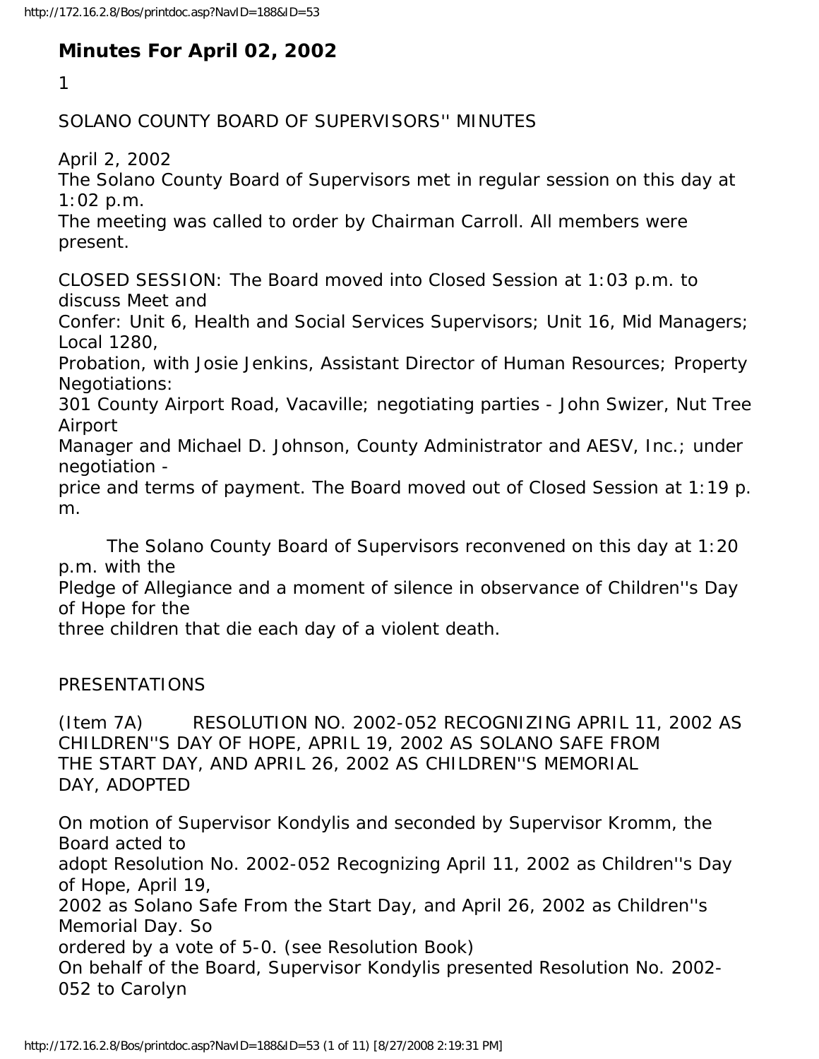# Minutes For April 02, 2002

1

SOLANO COUNTY BOARD OF SUPERVISORS'' MINUTES

April 2, 2002
The Solano County Board of Supervisors met in regular session on this day at 1:02 p.m.
The meeting was called to order by Chairman Carroll. All members were present.

CLOSED SESSION: The Board moved into Closed Session at 1:03 p.m. to discuss Meet and Confer: Unit 6, Health and Social Services Supervisors; Unit 16, Mid Managers; Local 1280, Probation, with Josie Jenkins, Assistant Director of Human Resources; Property Negotiations: 301 County Airport Road, Vacaville; negotiating parties - John Swizer, Nut Tree Airport Manager and Michael D. Johnson, County Administrator and AESV, Inc.; under negotiation - price and terms of payment. The Board moved out of Closed Session at 1:19 p.m.

The Solano County Board of Supervisors reconvened on this day at 1:20 p.m. with the Pledge of Allegiance and a moment of silence in observance of Children''s Day of Hope for the three children that die each day of a violent death.

PRESENTATIONS

(Item 7A) RESOLUTION NO. 2002-052 RECOGNIZING APRIL 11, 2002 AS CHILDREN''S DAY OF HOPE, APRIL 19, 2002 AS SOLANO SAFE FROM THE START DAY, AND APRIL 26, 2002 AS CHILDREN''S MEMORIAL DAY, ADOPTED

On motion of Supervisor Kondylis and seconded by Supervisor Kromm, the Board acted to adopt Resolution No. 2002-052 Recognizing April 11, 2002 as Children''s Day of Hope, April 19, 2002 as Solano Safe From the Start Day, and April 26, 2002 as Children''s Memorial Day. So ordered by a vote of 5-0. (see Resolution Book)
On behalf of the Board, Supervisor Kondylis presented Resolution No. 2002-052 to Carolyn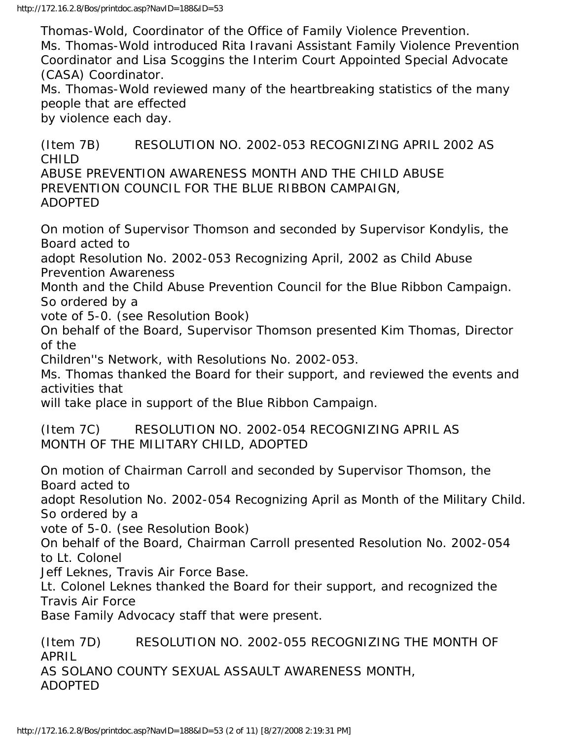Thomas-Wold, Coordinator of the Office of Family Violence Prevention.
Ms. Thomas-Wold introduced Rita Iravani Assistant Family Violence Prevention Coordinator and Lisa Scoggins the Interim Court Appointed Special Advocate (CASA) Coordinator.
Ms. Thomas-Wold reviewed many of the heartbreaking statistics of the many people that are effected
by violence each day.

(Item 7B) RESOLUTION NO. 2002-053 RECOGNIZING APRIL 2002 AS CHILD
ABUSE PREVENTION AWARENESS MONTH AND THE CHILD ABUSE PREVENTION COUNCIL FOR THE BLUE RIBBON CAMPAIGN,
ADOPTED

On motion of Supervisor Thomson and seconded by Supervisor Kondylis, the Board acted to
adopt Resolution No. 2002-053 Recognizing April, 2002 as Child Abuse Prevention Awareness
Month and the Child Abuse Prevention Council for the Blue Ribbon Campaign. So ordered by a
vote of 5-0. (see Resolution Book)
On behalf of the Board, Supervisor Thomson presented Kim Thomas, Director of the
Children''s Network, with Resolutions No. 2002-053.
Ms. Thomas thanked the Board for their support, and reviewed the events and activities that
will take place in support of the Blue Ribbon Campaign.

(Item 7C) RESOLUTION NO. 2002-054 RECOGNIZING APRIL AS
MONTH OF THE MILITARY CHILD, ADOPTED

On motion of Chairman Carroll and seconded by Supervisor Thomson, the Board acted to
adopt Resolution No. 2002-054 Recognizing April as Month of the Military Child. So ordered by a
vote of 5-0. (see Resolution Book)
On behalf of the Board, Chairman Carroll presented Resolution No. 2002-054 to Lt. Colonel
Jeff Leknes, Travis Air Force Base.
Lt. Colonel Leknes thanked the Board for their support, and recognized the Travis Air Force
Base Family Advocacy staff that were present.

(Item 7D) RESOLUTION NO. 2002-055 RECOGNIZING THE MONTH OF APRIL
AS SOLANO COUNTY SEXUAL ASSAULT AWARENESS MONTH,
ADOPTED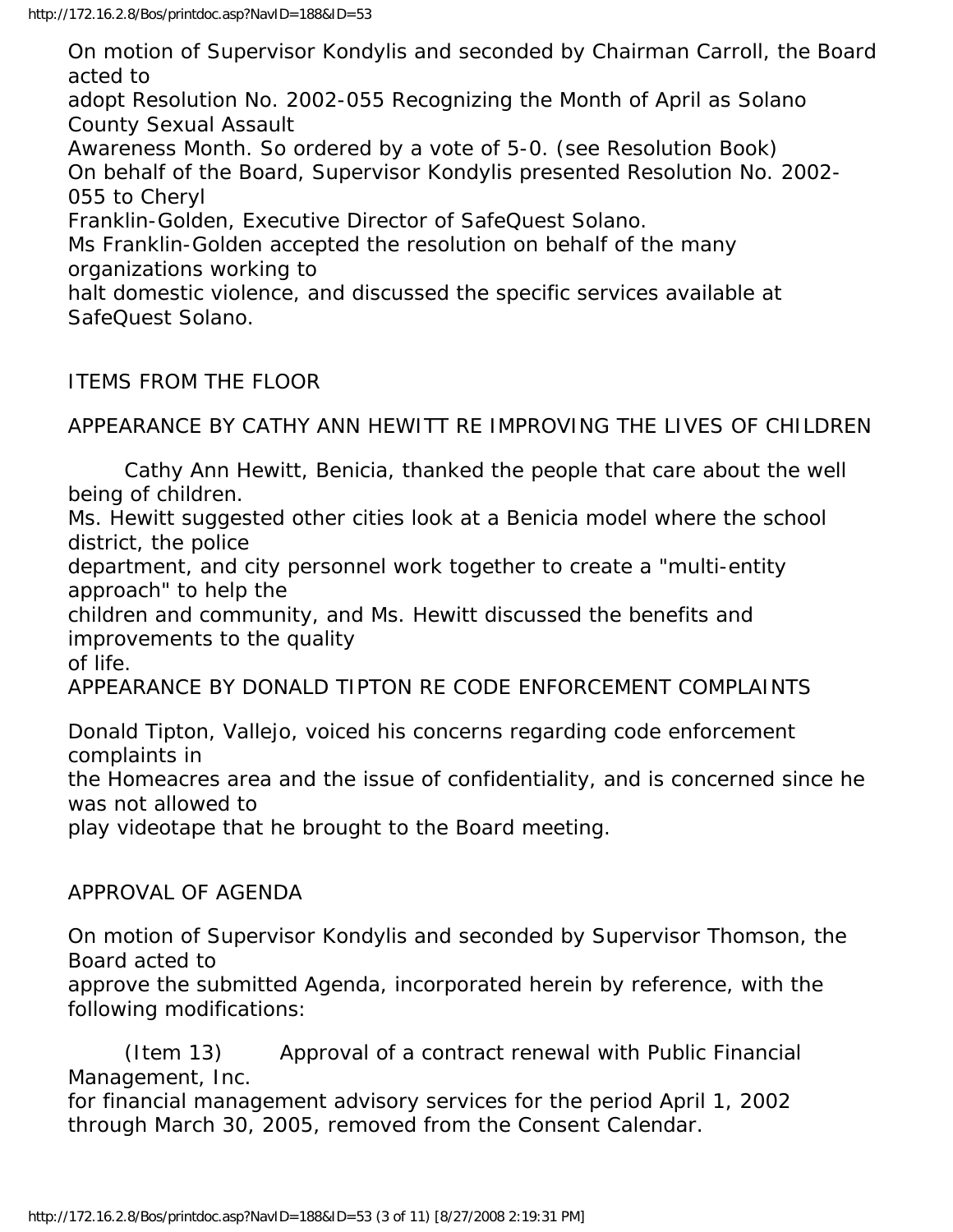On motion of Supervisor Kondylis and seconded by Chairman Carroll, the Board acted to adopt Resolution No. 2002-055 Recognizing the Month of April as Solano County Sexual Assault Awareness Month. So ordered by a vote of 5-0. (see Resolution Book)

On behalf of the Board, Supervisor Kondylis presented Resolution No. 2002-055 to Cheryl Franklin-Golden, Executive Director of SafeQuest Solano.

Ms Franklin-Golden accepted the resolution on behalf of the many organizations working to halt domestic violence, and discussed the specific services available at SafeQuest Solano.

ITEMS FROM THE FLOOR

APPEARANCE BY CATHY ANN HEWITT RE IMPROVING THE LIVES OF CHILDREN

Cathy Ann Hewitt, Benicia, thanked the people that care about the well being of children. Ms. Hewitt suggested other cities look at a Benicia model where the school district, the police department, and city personnel work together to create a "multi-entity approach" to help the children and community, and Ms. Hewitt discussed the benefits and improvements to the quality of life.

APPEARANCE BY DONALD TIPTON RE CODE ENFORCEMENT COMPLAINTS

Donald Tipton, Vallejo, voiced his concerns regarding code enforcement complaints in the Homeacres area and the issue of confidentiality, and is concerned since he was not allowed to play videotape that he brought to the Board meeting.

APPROVAL OF AGENDA

On motion of Supervisor Kondylis and seconded by Supervisor Thomson, the Board acted to approve the submitted Agenda, incorporated herein by reference, with the following modifications:

(Item 13) Approval of a contract renewal with Public Financial Management, Inc. for financial management advisory services for the period April 1, 2002 through March 30, 2005, removed from the Consent Calendar.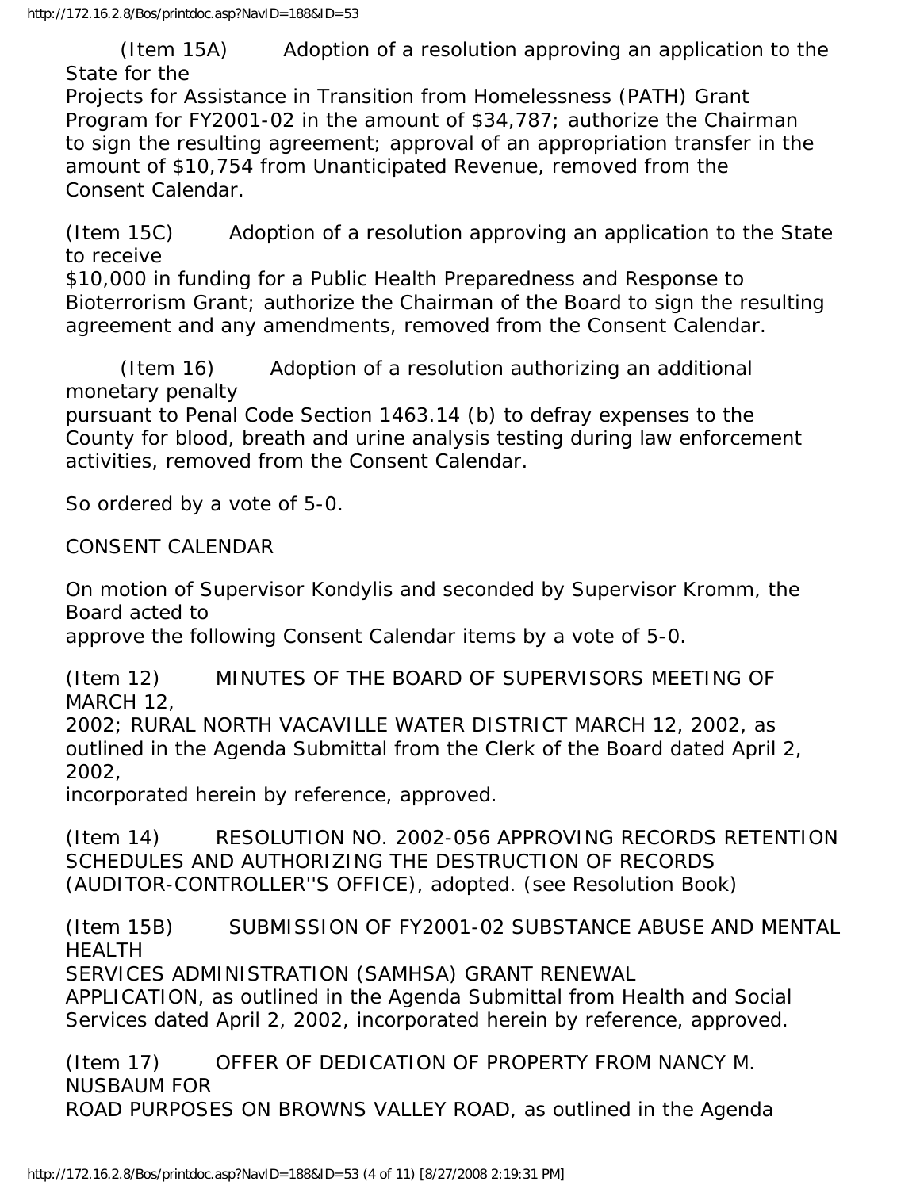(Item 15A) Adoption of a resolution approving an application to the State for the Projects for Assistance in Transition from Homelessness (PATH) Grant Program for FY2001-02 in the amount of $34,787; authorize the Chairman to sign the resulting agreement; approval of an appropriation transfer in the amount of $10,754 from Unanticipated Revenue, removed from the Consent Calendar.

(Item 15C) Adoption of a resolution approving an application to the State to receive $10,000 in funding for a Public Health Preparedness and Response to Bioterrorism Grant; authorize the Chairman of the Board to sign the resulting agreement and any amendments, removed from the Consent Calendar.

(Item 16) Adoption of a resolution authorizing an additional monetary penalty pursuant to Penal Code Section 1463.14 (b) to defray expenses to the County for blood, breath and urine analysis testing during law enforcement activities, removed from the Consent Calendar.

So ordered by a vote of 5-0.

CONSENT CALENDAR

On motion of Supervisor Kondylis and seconded by Supervisor Kromm, the Board acted to approve the following Consent Calendar items by a vote of 5-0.

(Item 12) MINUTES OF THE BOARD OF SUPERVISORS MEETING OF MARCH 12, 2002; RURAL NORTH VACAVILLE WATER DISTRICT MARCH 12, 2002, as outlined in the Agenda Submittal from the Clerk of the Board dated April 2, 2002, incorporated herein by reference, approved.

(Item 14) RESOLUTION NO. 2002-056 APPROVING RECORDS RETENTION SCHEDULES AND AUTHORIZING THE DESTRUCTION OF RECORDS (AUDITOR-CONTROLLER''S OFFICE), adopted. (see Resolution Book)

(Item 15B) SUBMISSION OF FY2001-02 SUBSTANCE ABUSE AND MENTAL HEALTH SERVICES ADMINISTRATION (SAMHSA) GRANT RENEWAL APPLICATION, as outlined in the Agenda Submittal from Health and Social Services dated April 2, 2002, incorporated herein by reference, approved.

(Item 17) OFFER OF DEDICATION OF PROPERTY FROM NANCY M. NUSBAUM FOR ROAD PURPOSES ON BROWNS VALLEY ROAD, as outlined in the Agenda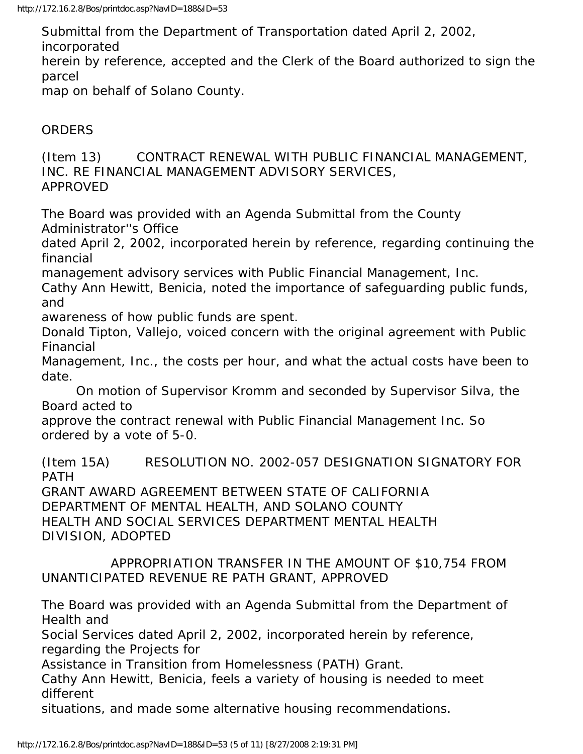Submittal from the Department of Transportation dated April 2, 2002, incorporated herein by reference, accepted and the Clerk of the Board authorized to sign the parcel map on behalf of Solano County.

ORDERS

(Item 13) CONTRACT RENEWAL WITH PUBLIC FINANCIAL MANAGEMENT, INC. RE FINANCIAL MANAGEMENT ADVISORY SERVICES, APPROVED

The Board was provided with an Agenda Submittal from the County Administrator''s Office dated April 2, 2002, incorporated herein by reference, regarding continuing the financial management advisory services with Public Financial Management, Inc.

Cathy Ann Hewitt, Benicia, noted the importance of safeguarding public funds, and awareness of how public funds are spent.

Donald Tipton, Vallejo, voiced concern with the original agreement with Public Financial Management, Inc., the costs per hour, and what the actual costs have been to date.

On motion of Supervisor Kromm and seconded by Supervisor Silva, the Board acted to approve the contract renewal with Public Financial Management Inc. So ordered by a vote of 5-0.

(Item 15A) RESOLUTION NO. 2002-057 DESIGNATION SIGNATORY FOR PATH GRANT AWARD AGREEMENT BETWEEN STATE OF CALIFORNIA DEPARTMENT OF MENTAL HEALTH, AND SOLANO COUNTY HEALTH AND SOCIAL SERVICES DEPARTMENT MENTAL HEALTH DIVISION, ADOPTED

APPROPRIATION TRANSFER IN THE AMOUNT OF $10,754 FROM UNANTICIPATED REVENUE RE PATH GRANT, APPROVED

The Board was provided with an Agenda Submittal from the Department of Health and Social Services dated April 2, 2002, incorporated herein by reference, regarding the Projects for Assistance in Transition from Homelessness (PATH) Grant.

Cathy Ann Hewitt, Benicia, feels a variety of housing is needed to meet different situations, and made some alternative housing recommendations.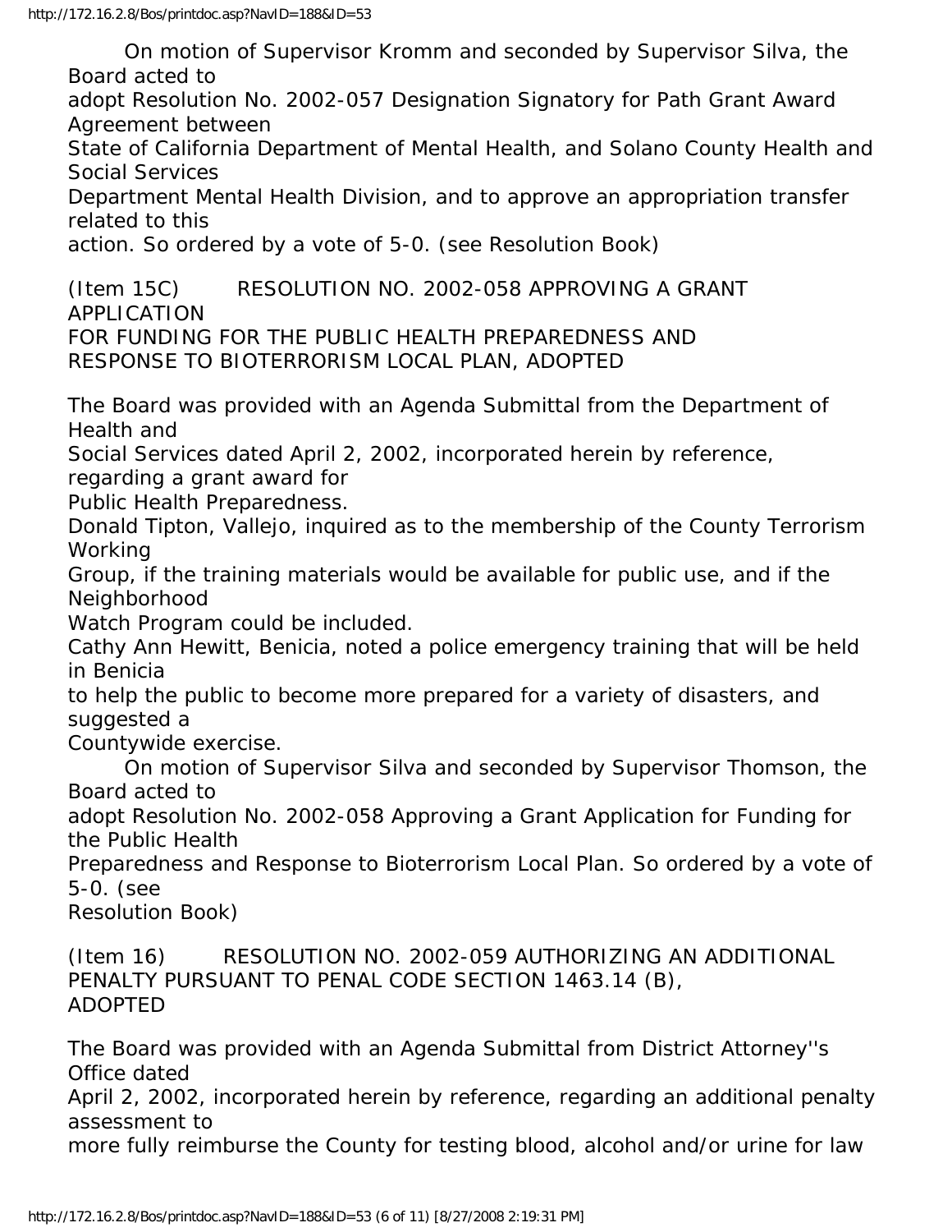On motion of Supervisor Kromm and seconded by Supervisor Silva, the Board acted to adopt Resolution No. 2002-057 Designation Signatory for Path Grant Award Agreement between State of California Department of Mental Health, and Solano County Health and Social Services Department Mental Health Division, and to approve an appropriation transfer related to this action. So ordered by a vote of 5-0. (see Resolution Book)

(Item 15C) RESOLUTION NO. 2002-058 APPROVING A GRANT APPLICATION FOR FUNDING FOR THE PUBLIC HEALTH PREPAREDNESS AND RESPONSE TO BIOTERRORISM LOCAL PLAN, ADOPTED

The Board was provided with an Agenda Submittal from the Department of Health and Social Services dated April 2, 2002, incorporated herein by reference, regarding a grant award for Public Health Preparedness.

Donald Tipton, Vallejo, inquired as to the membership of the County Terrorism Working Group, if the training materials would be available for public use, and if the Neighborhood Watch Program could be included.

Cathy Ann Hewitt, Benicia, noted a police emergency training that will be held in Benicia to help the public to become more prepared for a variety of disasters, and suggested a Countywide exercise.

On motion of Supervisor Silva and seconded by Supervisor Thomson, the Board acted to adopt Resolution No. 2002-058 Approving a Grant Application for Funding for the Public Health Preparedness and Response to Bioterrorism Local Plan. So ordered by a vote of 5-0. (see Resolution Book)

(Item 16) RESOLUTION NO. 2002-059 AUTHORIZING AN ADDITIONAL PENALTY PURSUANT TO PENAL CODE SECTION 1463.14 (B), ADOPTED

The Board was provided with an Agenda Submittal from District Attorney''s Office dated April 2, 2002, incorporated herein by reference, regarding an additional penalty assessment to more fully reimburse the County for testing blood, alcohol and/or urine for law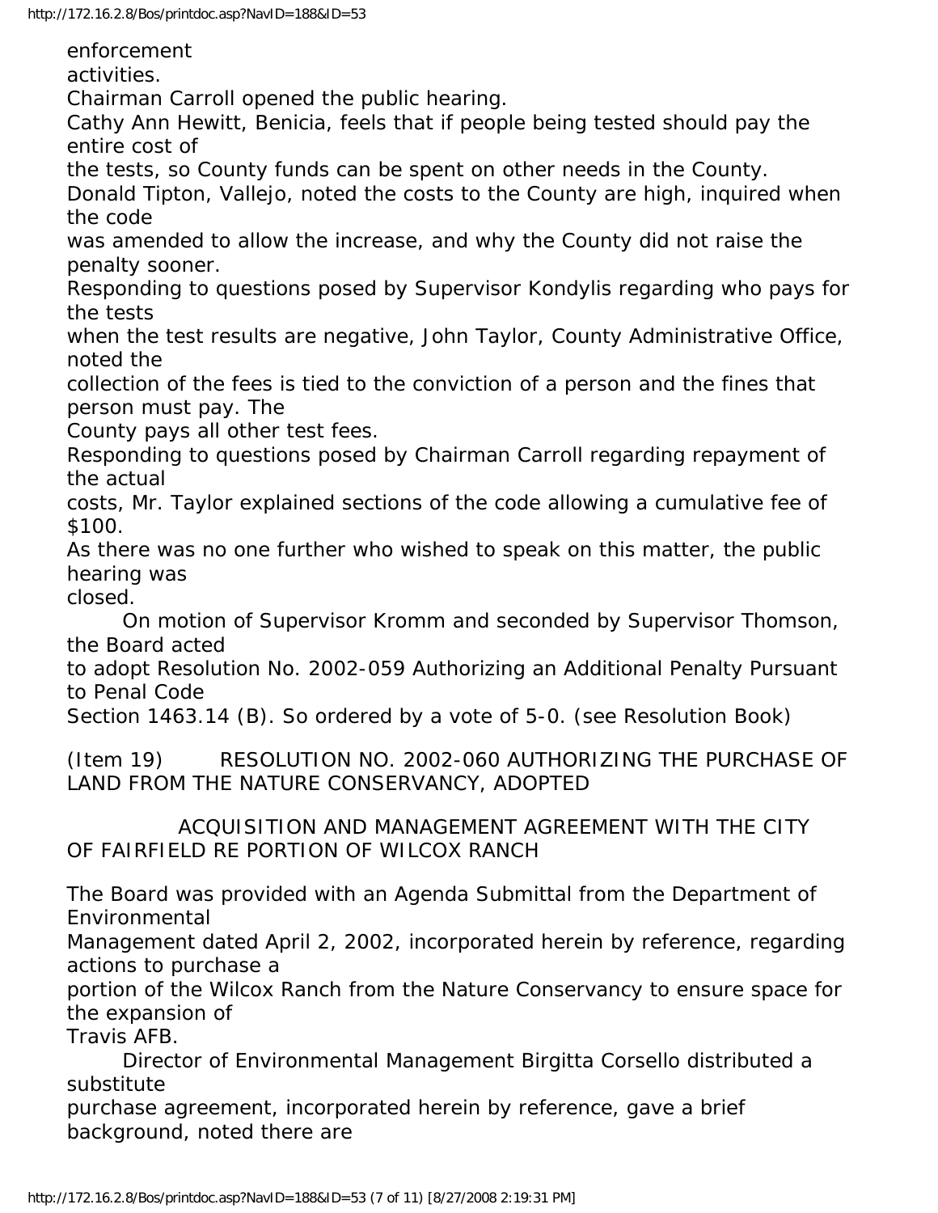enforcement activities.

Chairman Carroll opened the public hearing.

Cathy Ann Hewitt, Benicia, feels that if people being tested should pay the entire cost of the tests, so County funds can be spent on other needs in the County.

Donald Tipton, Vallejo, noted the costs to the County are high, inquired when the code was amended to allow the increase, and why the County did not raise the penalty sooner.

Responding to questions posed by Supervisor Kondylis regarding who pays for the tests when the test results are negative, John Taylor, County Administrative Office, noted the collection of the fees is tied to the conviction of a person and the fines that person must pay. The County pays all other test fees.

Responding to questions posed by Chairman Carroll regarding repayment of the actual costs, Mr. Taylor explained sections of the code allowing a cumulative fee of $100.

As there was no one further who wished to speak on this matter, the public hearing was closed.

On motion of Supervisor Kromm and seconded by Supervisor Thomson, the Board acted to adopt Resolution No. 2002-059 Authorizing an Additional Penalty Pursuant to Penal Code Section 1463.14 (B). So ordered by a vote of 5-0. (see Resolution Book)

(Item 19) RESOLUTION NO. 2002-060 AUTHORIZING THE PURCHASE OF LAND FROM THE NATURE CONSERVANCY, ADOPTED

ACQUISITION AND MANAGEMENT AGREEMENT WITH THE CITY OF FAIRFIELD RE PORTION OF WILCOX RANCH

The Board was provided with an Agenda Submittal from the Department of Environmental Management dated April 2, 2002, incorporated herein by reference, regarding actions to purchase a portion of the Wilcox Ranch from the Nature Conservancy to ensure space for the expansion of Travis AFB.

Director of Environmental Management Birgitta Corsello distributed a substitute purchase agreement, incorporated herein by reference, gave a brief background, noted there are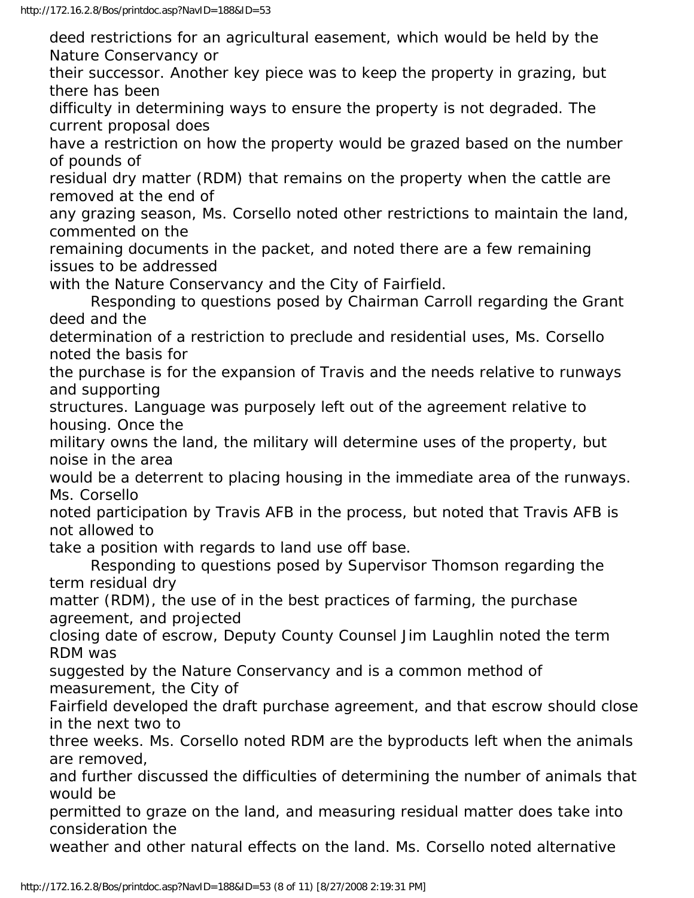deed restrictions for an agricultural easement, which would be held by the Nature Conservancy or their successor. Another key piece was to keep the property in grazing, but there has been difficulty in determining ways to ensure the property is not degraded. The current proposal does have a restriction on how the property would be grazed based on the number of pounds of residual dry matter (RDM) that remains on the property when the cattle are removed at the end of any grazing season, Ms. Corsello noted other restrictions to maintain the land, commented on the remaining documents in the packet, and noted there are a few remaining issues to be addressed with the Nature Conservancy and the City of Fairfield.

Responding to questions posed by Chairman Carroll regarding the Grant deed and the determination of a restriction to preclude and residential uses, Ms. Corsello noted the basis for the purchase is for the expansion of Travis and the needs relative to runways and supporting structures. Language was purposely left out of the agreement relative to housing. Once the military owns the land, the military will determine uses of the property, but noise in the area would be a deterrent to placing housing in the immediate area of the runways. Ms. Corsello noted participation by Travis AFB in the process, but noted that Travis AFB is not allowed to take a position with regards to land use off base.

Responding to questions posed by Supervisor Thomson regarding the term residual dry matter (RDM), the use of in the best practices of farming, the purchase agreement, and projected closing date of escrow, Deputy County Counsel Jim Laughlin noted the term RDM was suggested by the Nature Conservancy and is a common method of measurement, the City of Fairfield developed the draft purchase agreement, and that escrow should close in the next two to three weeks. Ms. Corsello noted RDM are the byproducts left when the animals are removed, and further discussed the difficulties of determining the number of animals that would be permitted to graze on the land, and measuring residual matter does take into consideration the weather and other natural effects on the land. Ms. Corsello noted alternative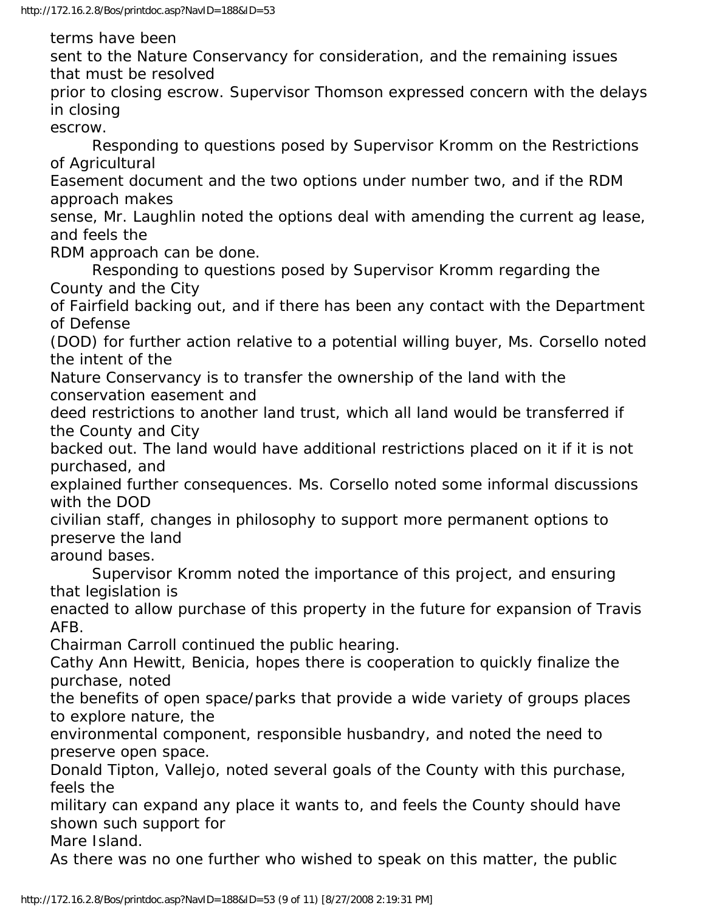terms have been sent to the Nature Conservancy for consideration, and the remaining issues that must be resolved prior to closing escrow. Supervisor Thomson expressed concern with the delays in closing escrow.

Responding to questions posed by Supervisor Kromm on the Restrictions of Agricultural Easement document and the two options under number two, and if the RDM approach makes sense, Mr. Laughlin noted the options deal with amending the current ag lease, and feels the RDM approach can be done.

Responding to questions posed by Supervisor Kromm regarding the County and the City of Fairfield backing out, and if there has been any contact with the Department of Defense (DOD) for further action relative to a potential willing buyer, Ms. Corsello noted the intent of the Nature Conservancy is to transfer the ownership of the land with the conservation easement and deed restrictions to another land trust, which all land would be transferred if the County and City backed out. The land would have additional restrictions placed on it if it is not purchased, and explained further consequences. Ms. Corsello noted some informal discussions with the DOD civilian staff, changes in philosophy to support more permanent options to preserve the land around bases.

Supervisor Kromm noted the importance of this project, and ensuring that legislation is enacted to allow purchase of this property in the future for expansion of Travis AFB.

Chairman Carroll continued the public hearing.

Cathy Ann Hewitt, Benicia, hopes there is cooperation to quickly finalize the purchase, noted the benefits of open space/parks that provide a wide variety of groups places to explore nature, the environmental component, responsible husbandry, and noted the need to preserve open space.

Donald Tipton, Vallejo, noted several goals of the County with this purchase, feels the military can expand any place it wants to, and feels the County should have shown such support for Mare Island.

As there was no one further who wished to speak on this matter, the public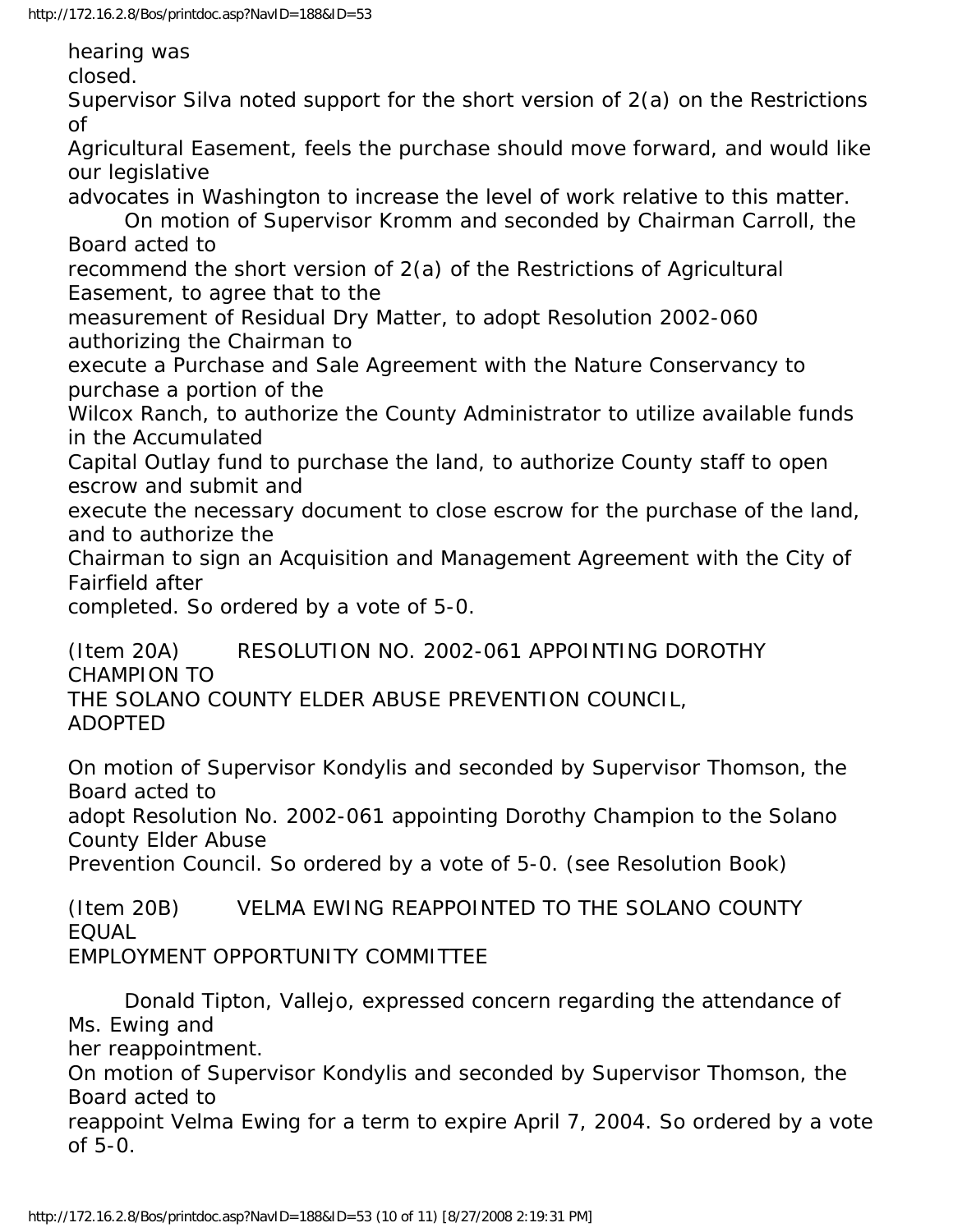hearing was closed.

Supervisor Silva noted support for the short version of 2(a) on the Restrictions of Agricultural Easement, feels the purchase should move forward, and would like our legislative advocates in Washington to increase the level of work relative to this matter.

On motion of Supervisor Kromm and seconded by Chairman Carroll, the Board acted to recommend the short version of 2(a) of the Restrictions of Agricultural Easement, to agree that to the measurement of Residual Dry Matter, to adopt Resolution 2002-060 authorizing the Chairman to execute a Purchase and Sale Agreement with the Nature Conservancy to purchase a portion of the Wilcox Ranch, to authorize the County Administrator to utilize available funds in the Accumulated Capital Outlay fund to purchase the land, to authorize County staff to open escrow and submit and execute the necessary document to close escrow for the purchase of the land, and to authorize the Chairman to sign an Acquisition and Management Agreement with the City of Fairfield after completed. So ordered by a vote of 5-0.

(Item 20A) RESOLUTION NO. 2002-061 APPOINTING DOROTHY CHAMPION TO THE SOLANO COUNTY ELDER ABUSE PREVENTION COUNCIL, ADOPTED

On motion of Supervisor Kondylis and seconded by Supervisor Thomson, the Board acted to adopt Resolution No. 2002-061 appointing Dorothy Champion to the Solano County Elder Abuse Prevention Council. So ordered by a vote of 5-0. (see Resolution Book)

(Item 20B) VELMA EWING REAPPOINTED TO THE SOLANO COUNTY EQUAL EMPLOYMENT OPPORTUNITY COMMITTEE

Donald Tipton, Vallejo, expressed concern regarding the attendance of Ms. Ewing and her reappointment.

On motion of Supervisor Kondylis and seconded by Supervisor Thomson, the Board acted to reappoint Velma Ewing for a term to expire April 7, 2004. So ordered by a vote of 5-0.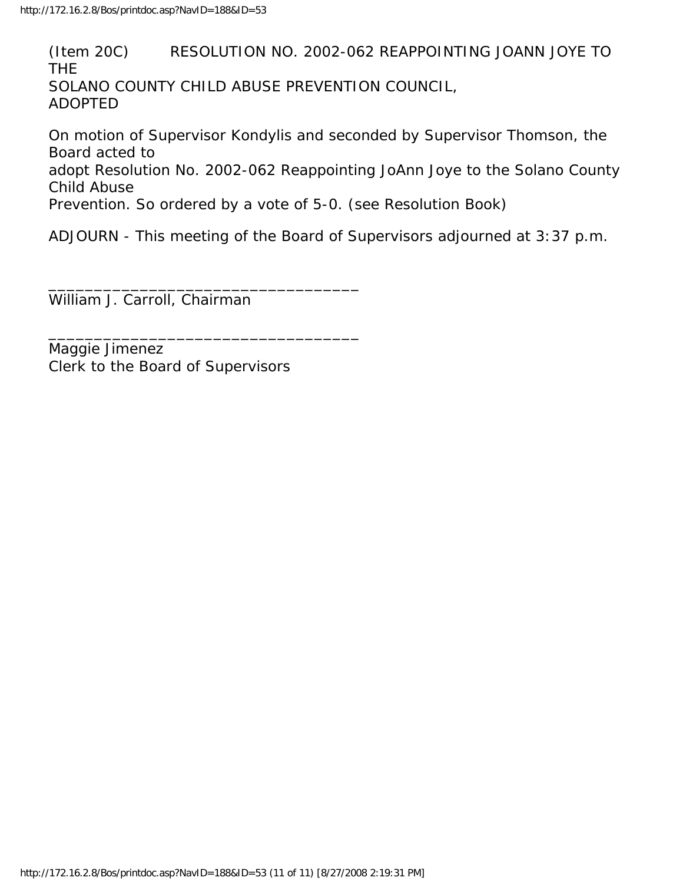(Item 20C) RESOLUTION NO. 2002-062 REAPPOINTING JOANN JOYE TO THE SOLANO COUNTY CHILD ABUSE PREVENTION COUNCIL, ADOPTED

On motion of Supervisor Kondylis and seconded by Supervisor Thomson, the Board acted to adopt Resolution No. 2002-062 Reappointing JoAnn Joye to the Solano County Child Abuse Prevention. So ordered by a vote of 5-0. (see Resolution Book)

ADJOURN - This meeting of the Board of Supervisors adjourned at 3:37 p.m.

_________________________________
William J. Carroll, Chairman

_________________________________
Maggie Jimenez
Clerk to the Board of Supervisors